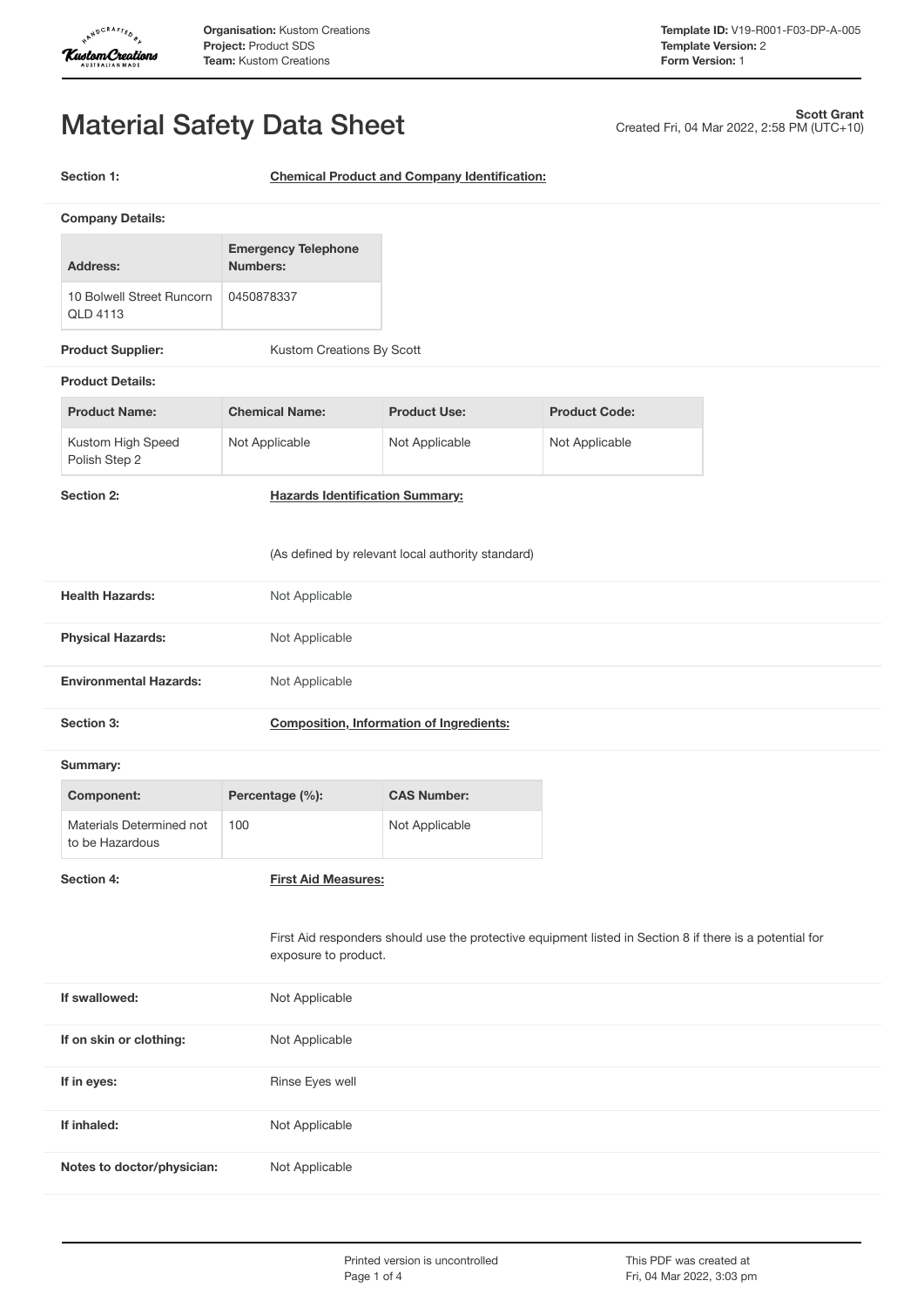# Material Safety Data Sheet

**Scott Grant**
Created Fri, 04 Mar 2022, 2:58 PM (UTC+10)

**Section 1:** **Chemical Product and Company Identification:**

**Company Details:**

| Address: | Emergency Telephone Numbers: |
|---|---|
| 10 Bolwell Street Runcorn QLD 4113 | 0450878337 |

**Product Supplier:** Kustom Creations By Scott

**Product Details:**

| Product Name: | Chemical Name: | Product Use: | Product Code: |
|---|---|---|---|
| Kustom High Speed Polish Step 2 | Not Applicable | Not Applicable | Not Applicable |

**Section 2:** **Hazards Identification Summary:**

(As defined by relevant local authority standard)

**Health Hazards:** Not Applicable

**Physical Hazards:** Not Applicable

**Environmental Hazards:** Not Applicable

**Section 3:** **Composition, Information of Ingredients:**

**Summary:**

| Component: | Percentage (%): | CAS Number: |
|---|---|---|
| Materials Determined not to be Hazardous | 100 | Not Applicable |

**Section 4:** **First Aid Measures:**

First Aid responders should use the protective equipment listed in Section 8 if there is a potential for exposure to product.

**If swallowed:** Not Applicable

**If on skin or clothing:** Not Applicable

**If in eyes:** Rinse Eyes well

**If inhaled:** Not Applicable

**Notes to doctor/physician:** Not Applicable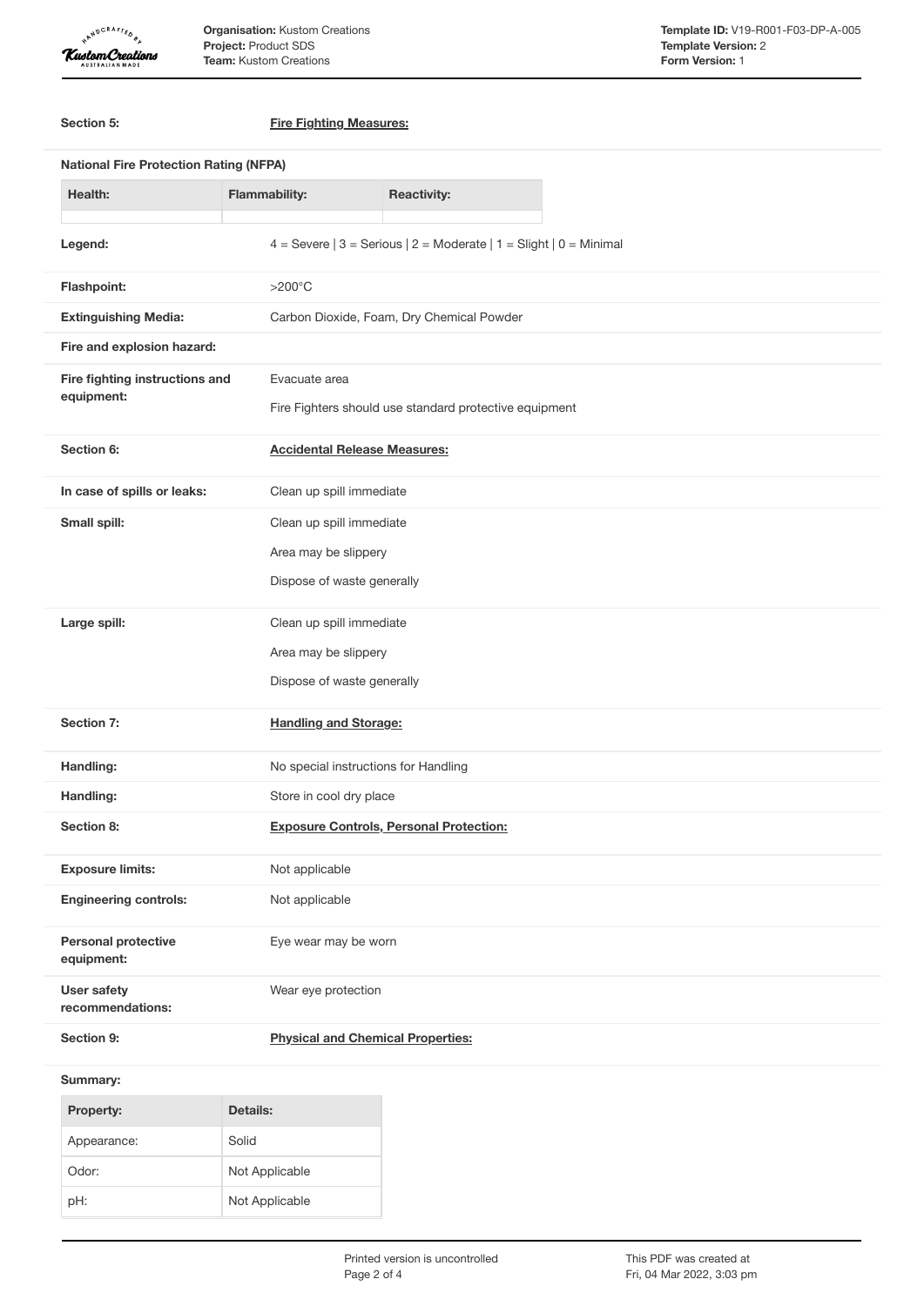**Section 5:** **Fire Fighting Measures:**

**National Fire Protection Rating (NFPA)**

| Health: | Flammability: | Reactivity: |
| --- | --- | --- |
| | | |

**Legend:** 4 = Severe | 3 = Serious | 2 = Moderate | 1 = Slight | 0 = Minimal

**Flashpoint:** >200°C

**Extinguishing Media:** Carbon Dioxide, Foam, Dry Chemical Powder

**Fire and explosion hazard:**

**Fire fighting instructions and equipment:**

Evacuate area

Fire Fighters should use standard protective equipment

**Section 6:** **Accidental Release Measures:**

**In case of spills or leaks:** Clean up spill immediate

**Small spill:**

Clean up spill immediate

Area may be slippery

Dispose of waste generally

**Large spill:**

Clean up spill immediate

Area may be slippery

Dispose of waste generally

**Section 7:** **Handling and Storage:**

**Handling:** No special instructions for Handling

**Handling:** Store in cool dry place

**Section 8:** **Exposure Controls, Personal Protection:**

**Exposure limits:** Not applicable

**Engineering controls:** Not applicable

**Personal protective equipment:** Eye wear may be worn

**User safety recommendations:** Wear eye protection

**Section 9:** **Physical and Chemical Properties:**

**Summary:**

| Property: | Details: |
| --- | --- |
| Appearance: | Solid |
| Odor: | Not Applicable |
| pH: | Not Applicable |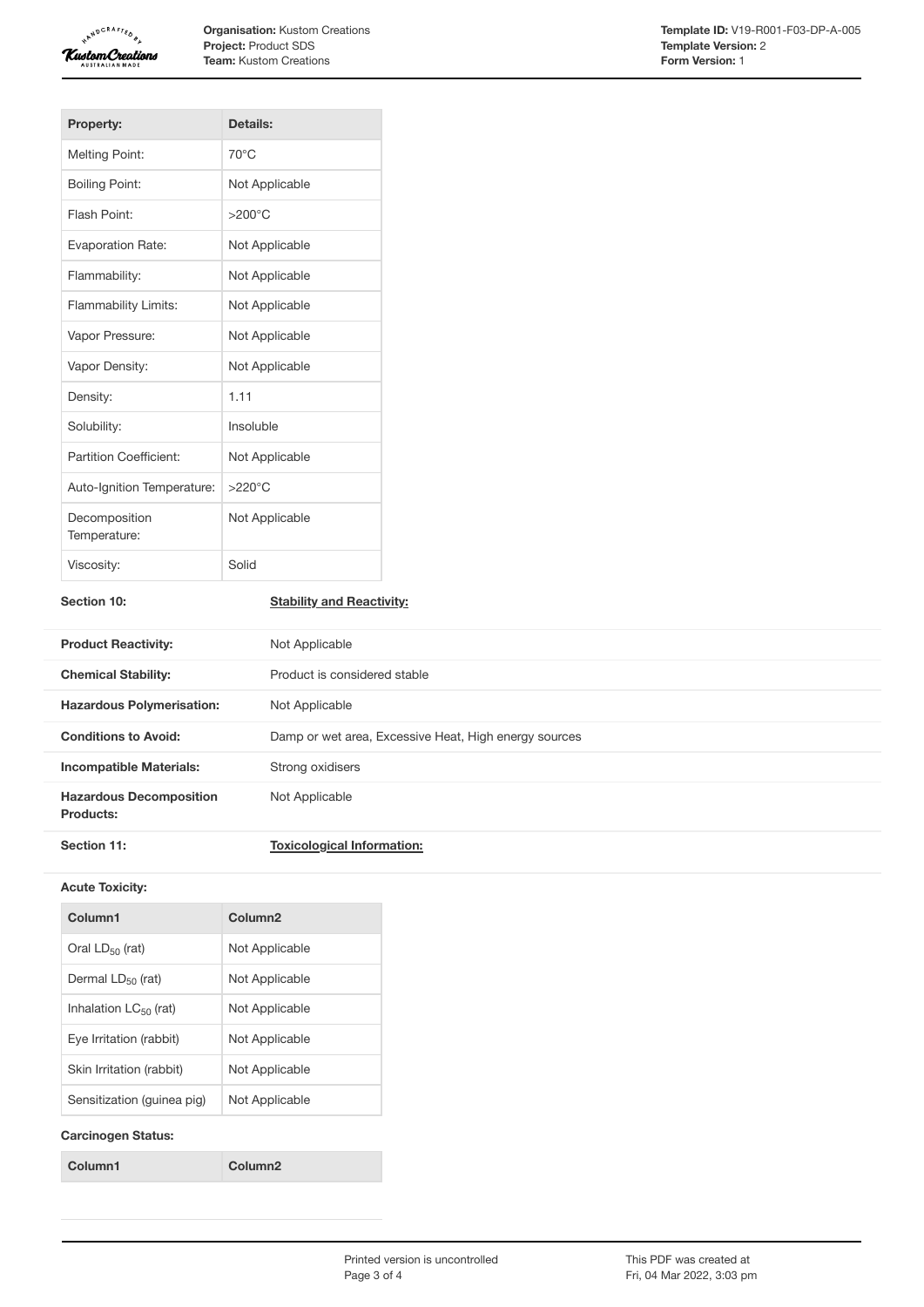| Property: | Details: |
|---|---|
| Melting Point: | 70°C |
| Boiling Point: | Not Applicable |
| Flash Point: | >200°C |
| Evaporation Rate: | Not Applicable |
| Flammability: | Not Applicable |
| Flammability Limits: | Not Applicable |
| Vapor Pressure: | Not Applicable |
| Vapor Density: | Not Applicable |
| Density: | 1.11 |
| Solubility: | Insoluble |
| Partition Coefficient: | Not Applicable |
| Auto-Ignition Temperature: | >220°C |
| Decomposition Temperature: | Not Applicable |
| Viscosity: | Solid |

## Section 10: Stability and Reactivity:

| | |
|---|---|
| **Product Reactivity:** | Not Applicable |
| **Chemical Stability:** | Product is considered stable |
| **Hazardous Polymerisation:** | Not Applicable |
| **Conditions to Avoid:** | Damp or wet area, Excessive Heat, High energy sources |
| **Incompatible Materials:** | Strong oxidisers |
| **Hazardous Decomposition Products:** | Not Applicable |

## Section 11: Toxicological Information:

**Acute Toxicity:**

| Column1 | Column2 |
|---|---|
| Oral $LD_{50}$ (rat) | Not Applicable |
| Dermal $LD_{50}$ (rat) | Not Applicable |
| Inhalation $LC_{50}$ (rat) | Not Applicable |
| Eye Irritation (rabbit) | Not Applicable |
| Skin Irritation (rabbit) | Not Applicable |
| Sensitization (guinea pig) | Not Applicable |

**Carcinogen Status:**

| Column1 | Column2 |
|---|---|
| | |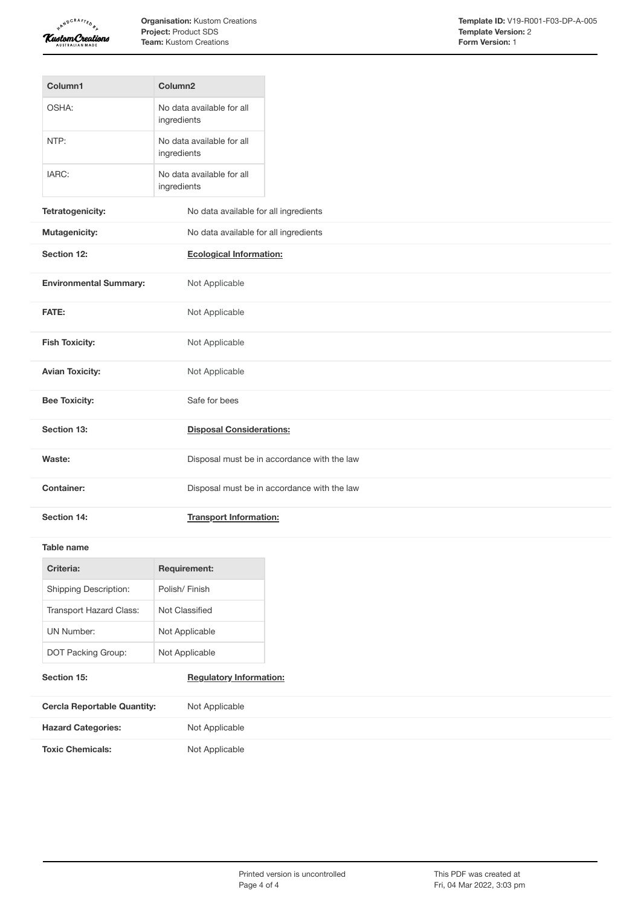| Column1 | Column2 |
| --- | --- |
| OSHA: | No data available for all ingredients |
| NTP: | No data available for all ingredients |
| IARC: | No data available for all ingredients |

| | |
| --- | --- |
| **Tetratogenicity:** | No data available for all ingredients |
| **Mutagenicity:** | No data available for all ingredients |
| **Section 12:** | **Ecological Information:** |
| **Environmental Summary:** | Not Applicable |
| **FATE:** | Not Applicable |
| **Fish Toxicity:** | Not Applicable |
| **Avian Toxicity:** | Not Applicable |
| **Bee Toxicity:** | Safe for bees |
| **Section 13:** | **Disposal Considerations:** |
| **Waste:** | Disposal must be in accordance with the law |
| **Container:** | Disposal must be in accordance with the law |
| **Section 14:** | **Transport Information:** |

**Table name**

| Criteria: | Requirement: |
| --- | --- |
| Shipping Description: | Polish/ Finish |
| Transport Hazard Class: | Not Classified |
| UN Number: | Not Applicable |
| DOT Packing Group: | Not Applicable |

| | |
| --- | --- |
| **Section 15:** | **Regulatory Information:** |
| **Cercla Reportable Quantity:** | Not Applicable |
| **Hazard Categories:** | Not Applicable |
| **Toxic Chemicals:** | Not Applicable |